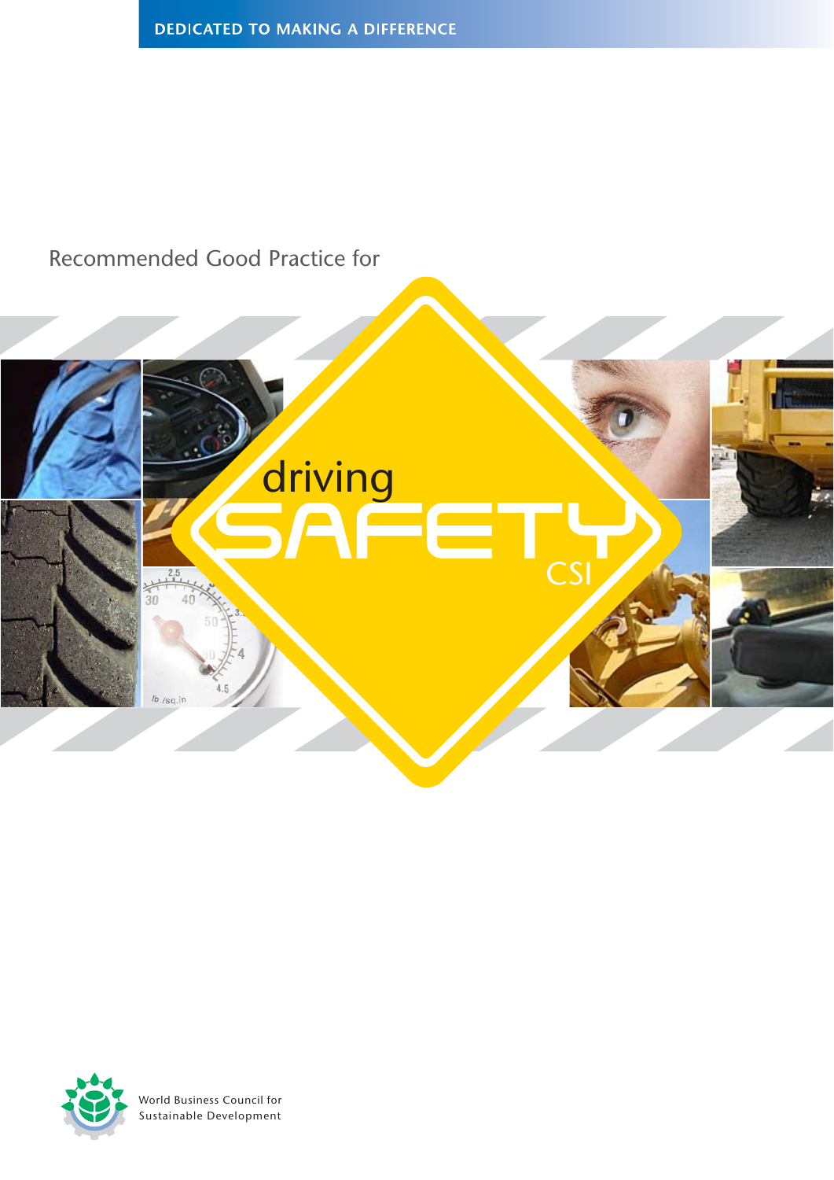DEDICATED TO MAKING A DIFFERENCE

Recommended Good Practice for

# driving SAFETY

CSI

World Business Council for Sustainable Development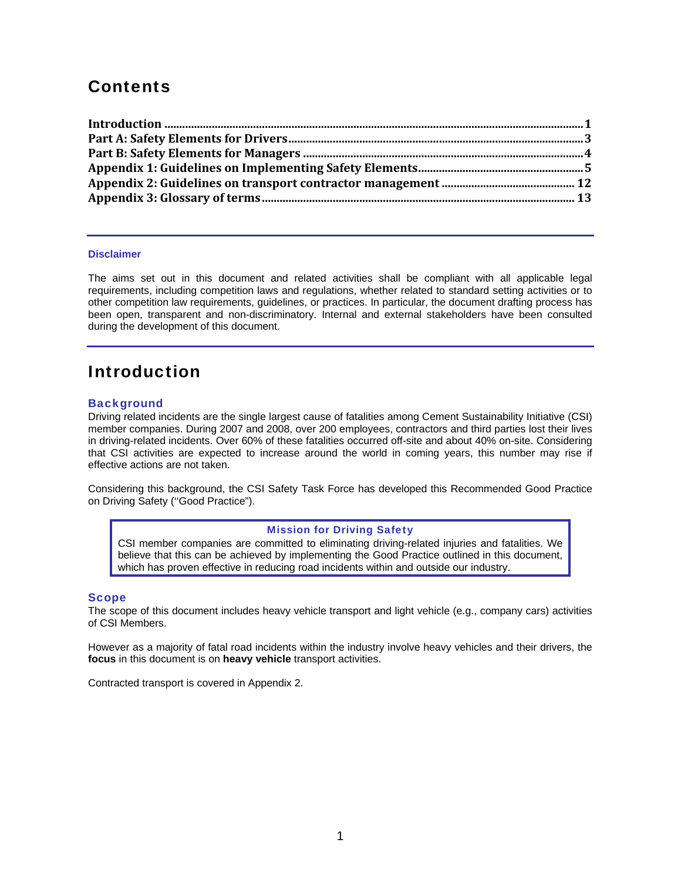# Contents

**Introduction** ........................................................................................................................................ **1**
**Part A: Safety Elements for Drivers** ............................................................................................... **3**
**Part B: Safety Elements for Managers** ............................................................................................ **4**
**Appendix 1: Guidelines on Implementing Safety Elements** ......................................................... **5**
**Appendix 2: Guidelines on transport contractor management** ................................................ **12**
**Appendix 3: Glossary of terms** ........................................................................................................ **13**

---

**Disclaimer**

The aims set out in this document and related activities shall be compliant with all applicable legal requirements, including competition laws and regulations, whether related to standard setting activities or to other competition law requirements, guidelines, or practices. In particular, the document drafting process has been open, transparent and non-discriminatory. Internal and external stakeholders have been consulted during the development of this document.

---

# Introduction

## Background

Driving related incidents are the single largest cause of fatalities among Cement Sustainability Initiative (CSI) member companies. During 2007 and 2008, over 200 employees, contractors and third parties lost their lives in driving-related incidents. Over 60% of these fatalities occurred off-site and about 40% on-site. Considering that CSI activities are expected to increase around the world in coming years, this number may rise if effective actions are not taken.

Considering this background, the CSI Safety Task Force has developed this Recommended Good Practice on Driving Safety (''Good Practice").

> **Mission for Driving Safety**
>
> CSI member companies are committed to eliminating driving-related injuries and fatalities. We believe that this can be achieved by implementing the Good Practice outlined in this document, which has proven effective in reducing road incidents within and outside our industry.

## Scope

The scope of this document includes heavy vehicle transport and light vehicle (e.g., company cars) activities of CSI Members.

However as a majority of fatal road incidents within the industry involve heavy vehicles and their drivers, the **focus** in this document is on **heavy vehicle** transport activities.

Contracted transport is covered in Appendix 2.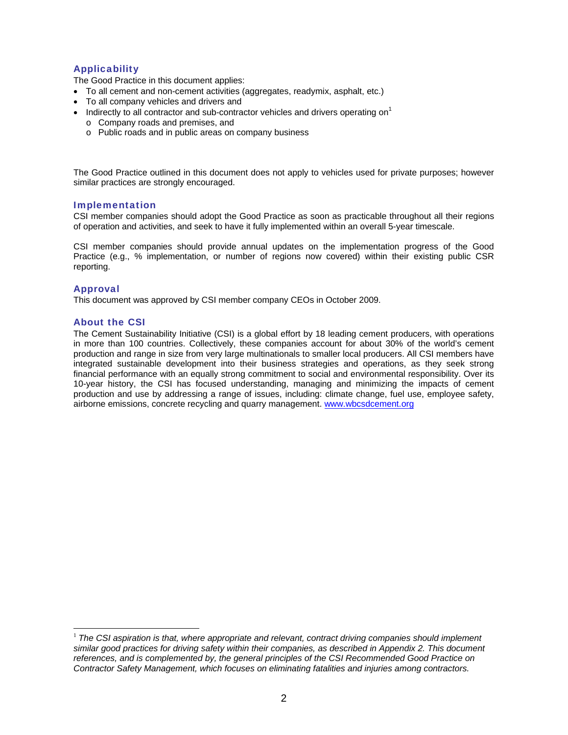## Applicability

The Good Practice in this document applies:

- To all cement and non-cement activities (aggregates, readymix, asphalt, etc.)
- To all company vehicles and drivers and
- Indirectly to all contractor and sub-contractor vehicles and drivers operating on[1]
  - Company roads and premises, and
  - Public roads and in public areas on company business

The Good Practice outlined in this document does not apply to vehicles used for private purposes; however similar practices are strongly encouraged.

## Implementation

CSI member companies should adopt the Good Practice as soon as practicable throughout all their regions of operation and activities, and seek to have it fully implemented within an overall 5-year timescale.

CSI member companies should provide annual updates on the implementation progress of the Good Practice (e.g., % implementation, or number of regions now covered) within their existing public CSR reporting.

## Approval

This document was approved by CSI member company CEOs in October 2009.

## About the CSI

The Cement Sustainability Initiative (CSI) is a global effort by 18 leading cement producers, with operations in more than 100 countries. Collectively, these companies account for about 30% of the world's cement production and range in size from very large multinationals to smaller local producers. All CSI members have integrated sustainable development into their business strategies and operations, as they seek strong financial performance with an equally strong commitment to social and environmental responsibility. Over its 10-year history, the CSI has focused understanding, managing and minimizing the impacts of cement production and use by addressing a range of issues, including: climate change, fuel use, employee safety, airborne emissions, concrete recycling and quarry management. www.wbcsdcement.org

---

[1] *The CSI aspiration is that, where appropriate and relevant, contract driving companies should implement similar good practices for driving safety within their companies, as described in Appendix 2. This document references, and is complemented by, the general principles of the CSI Recommended Good Practice on Contractor Safety Management, which focuses on eliminating fatalities and injuries among contractors.*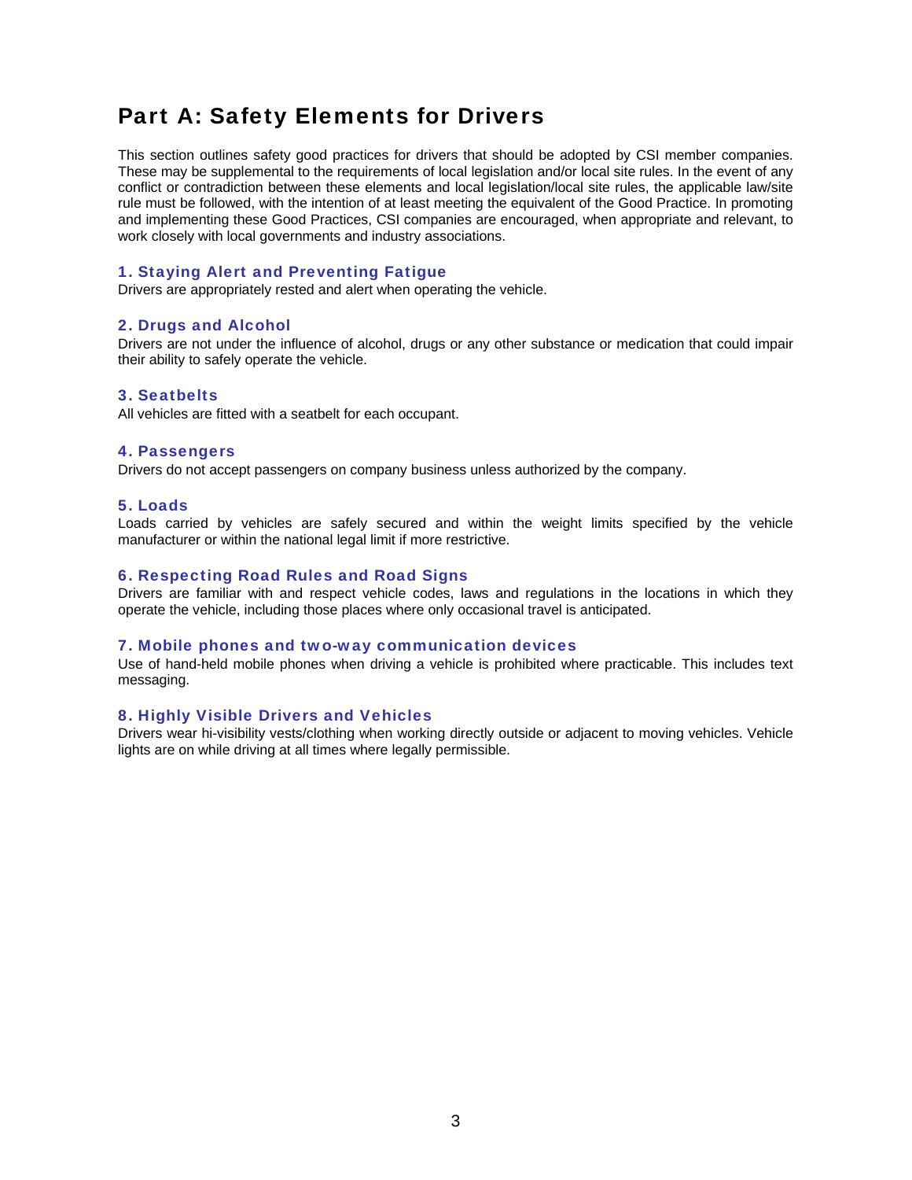# Part A: Safety Elements for Drivers

This section outlines safety good practices for drivers that should be adopted by CSI member companies. These may be supplemental to the requirements of local legislation and/or local site rules. In the event of any conflict or contradiction between these elements and local legislation/local site rules, the applicable law/site rule must be followed, with the intention of at least meeting the equivalent of the Good Practice. In promoting and implementing these Good Practices, CSI companies are encouraged, when appropriate and relevant, to work closely with local governments and industry associations.

### 1. Staying Alert and Preventing Fatigue

Drivers are appropriately rested and alert when operating the vehicle.

### 2. Drugs and Alcohol

Drivers are not under the influence of alcohol, drugs or any other substance or medication that could impair their ability to safely operate the vehicle.

### 3. Seatbelts

All vehicles are fitted with a seatbelt for each occupant.

### 4. Passengers

Drivers do not accept passengers on company business unless authorized by the company.

### 5. Loads

Loads carried by vehicles are safely secured and within the weight limits specified by the vehicle manufacturer or within the national legal limit if more restrictive.

### 6. Respecting Road Rules and Road Signs

Drivers are familiar with and respect vehicle codes, laws and regulations in the locations in which they operate the vehicle, including those places where only occasional travel is anticipated.

### 7. Mobile phones and two-way communication devices

Use of hand-held mobile phones when driving a vehicle is prohibited where practicable. This includes text messaging.

### 8. Highly Visible Drivers and Vehicles

Drivers wear hi-visibility vests/clothing when working directly outside or adjacent to moving vehicles. Vehicle lights are on while driving at all times where legally permissible.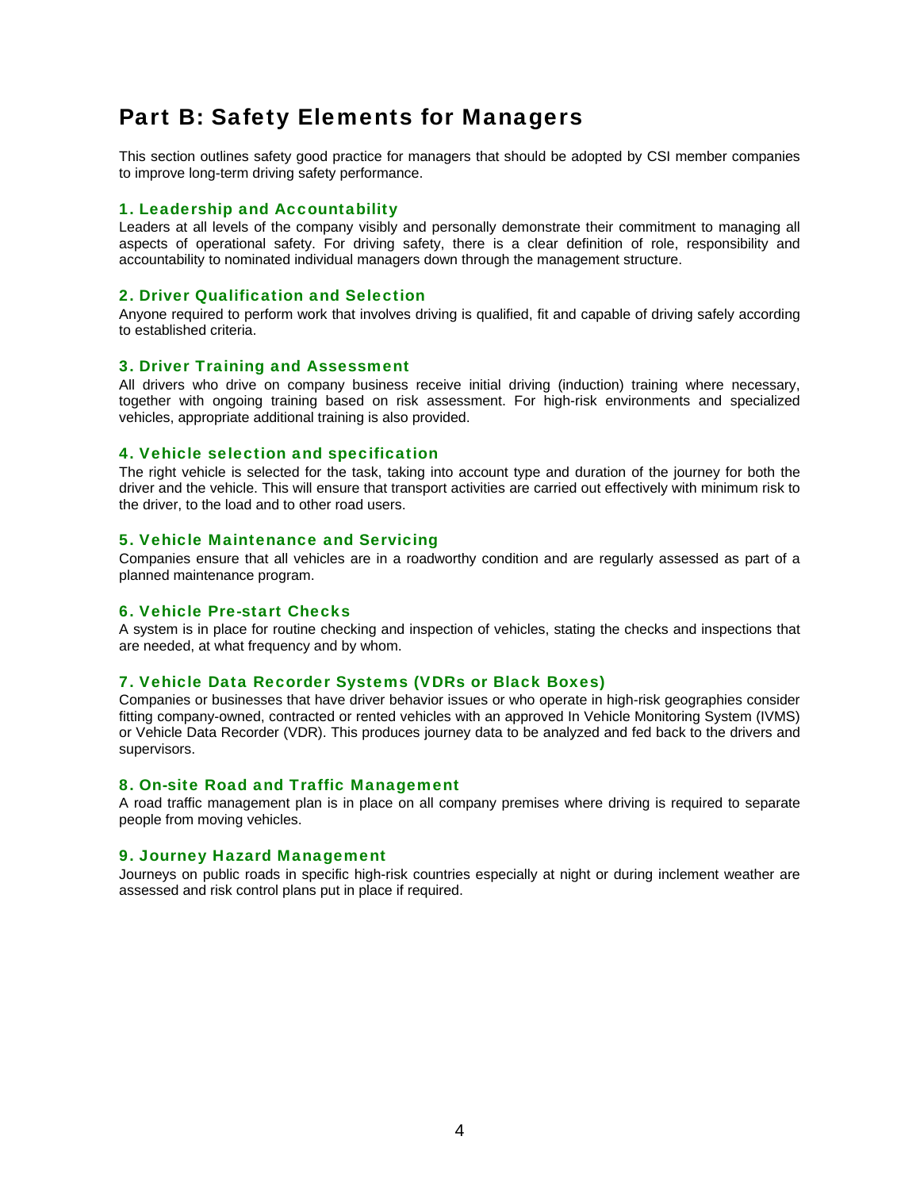# Part B: Safety Elements for Managers

This section outlines safety good practice for managers that should be adopted by CSI member companies to improve long-term driving safety performance.

### 1. Leadership and Accountability

Leaders at all levels of the company visibly and personally demonstrate their commitment to managing all aspects of operational safety. For driving safety, there is a clear definition of role, responsibility and accountability to nominated individual managers down through the management structure.

### 2. Driver Qualification and Selection

Anyone required to perform work that involves driving is qualified, fit and capable of driving safely according to established criteria.

### 3. Driver Training and Assessment

All drivers who drive on company business receive initial driving (induction) training where necessary, together with ongoing training based on risk assessment. For high-risk environments and specialized vehicles, appropriate additional training is also provided.

### 4. Vehicle selection and specification

The right vehicle is selected for the task, taking into account type and duration of the journey for both the driver and the vehicle. This will ensure that transport activities are carried out effectively with minimum risk to the driver, to the load and to other road users.

### 5. Vehicle Maintenance and Servicing

Companies ensure that all vehicles are in a roadworthy condition and are regularly assessed as part of a planned maintenance program.

### 6. Vehicle Pre-start Checks

A system is in place for routine checking and inspection of vehicles, stating the checks and inspections that are needed, at what frequency and by whom.

### 7. Vehicle Data Recorder Systems (VDRs or Black Boxes)

Companies or businesses that have driver behavior issues or who operate in high-risk geographies consider fitting company-owned, contracted or rented vehicles with an approved In Vehicle Monitoring System (IVMS) or Vehicle Data Recorder (VDR). This produces journey data to be analyzed and fed back to the drivers and supervisors.

### 8. On-site Road and Traffic Management

A road traffic management plan is in place on all company premises where driving is required to separate people from moving vehicles.

### 9. Journey Hazard Management

Journeys on public roads in specific high-risk countries especially at night or during inclement weather are assessed and risk control plans put in place if required.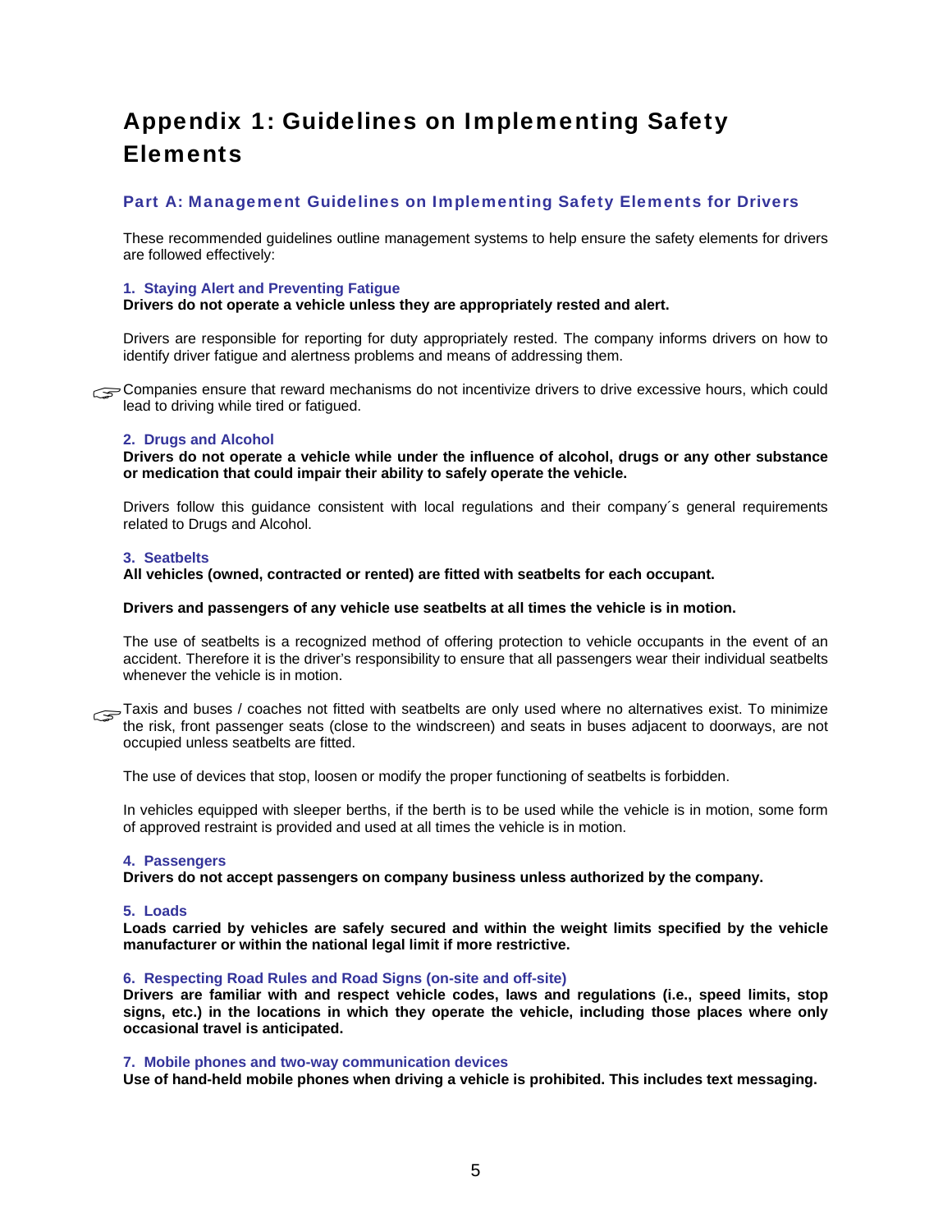# Appendix 1: Guidelines on Implementing Safety Elements

## Part A: Management Guidelines on Implementing Safety Elements for Drivers

These recommended guidelines outline management systems to help ensure the safety elements for drivers are followed effectively:

### 1. Staying Alert and Preventing Fatigue

**Drivers do not operate a vehicle unless they are appropriately rested and alert.**

Drivers are responsible for reporting for duty appropriately rested. The company informs drivers on how to identify driver fatigue and alertness problems and means of addressing them.

☞ Companies ensure that reward mechanisms do not incentivize drivers to drive excessive hours, which could lead to driving while tired or fatigued.

### 2. Drugs and Alcohol

**Drivers do not operate a vehicle while under the influence of alcohol, drugs or any other substance or medication that could impair their ability to safely operate the vehicle.**

Drivers follow this guidance consistent with local regulations and their company´s general requirements related to Drugs and Alcohol.

### 3. Seatbelts

**All vehicles (owned, contracted or rented) are fitted with seatbelts for each occupant.**

**Drivers and passengers of any vehicle use seatbelts at all times the vehicle is in motion.**

The use of seatbelts is a recognized method of offering protection to vehicle occupants in the event of an accident. Therefore it is the driver's responsibility to ensure that all passengers wear their individual seatbelts whenever the vehicle is in motion.

☞ Taxis and buses / coaches not fitted with seatbelts are only used where no alternatives exist. To minimize the risk, front passenger seats (close to the windscreen) and seats in buses adjacent to doorways, are not occupied unless seatbelts are fitted.

The use of devices that stop, loosen or modify the proper functioning of seatbelts is forbidden.

In vehicles equipped with sleeper berths, if the berth is to be used while the vehicle is in motion, some form of approved restraint is provided and used at all times the vehicle is in motion.

### 4. Passengers

**Drivers do not accept passengers on company business unless authorized by the company.**

### 5. Loads

**Loads carried by vehicles are safely secured and within the weight limits specified by the vehicle manufacturer or within the national legal limit if more restrictive.**

### 6. Respecting Road Rules and Road Signs (on-site and off-site)

**Drivers are familiar with and respect vehicle codes, laws and regulations (i.e., speed limits, stop signs, etc.) in the locations in which they operate the vehicle, including those places where only occasional travel is anticipated.**

### 7. Mobile phones and two-way communication devices

**Use of hand-held mobile phones when driving a vehicle is prohibited. This includes text messaging.**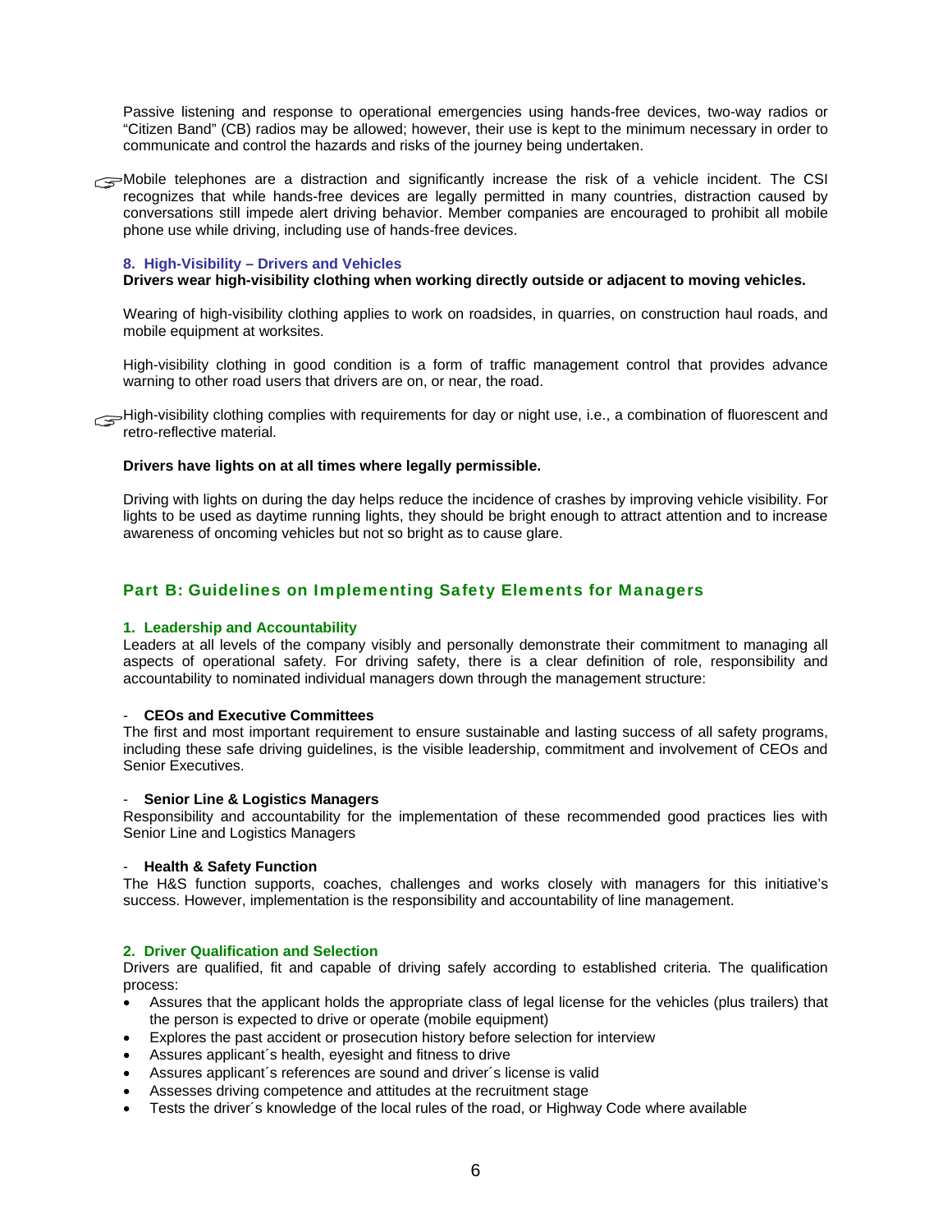Passive listening and response to operational emergencies using hands-free devices, two-way radios or "Citizen Band" (CB) radios may be allowed; however, their use is kept to the minimum necessary in order to communicate and control the hazards and risks of the journey being undertaken.

☞ Mobile telephones are a distraction and significantly increase the risk of a vehicle incident. The CSI recognizes that while hands-free devices are legally permitted in many countries, distraction caused by conversations still impede alert driving behavior. Member companies are encouraged to prohibit all mobile phone use while driving, including use of hands-free devices.

### 8. High-Visibility – Drivers and Vehicles

**Drivers wear high-visibility clothing when working directly outside or adjacent to moving vehicles.**

Wearing of high-visibility clothing applies to work on roadsides, in quarries, on construction haul roads, and mobile equipment at worksites.

High-visibility clothing in good condition is a form of traffic management control that provides advance warning to other road users that drivers are on, or near, the road.

☞ High-visibility clothing complies with requirements for day or night use, i.e., a combination of fluorescent and retro-reflective material.

**Drivers have lights on at all times where legally permissible.**

Driving with lights on during the day helps reduce the incidence of crashes by improving vehicle visibility. For lights to be used as daytime running lights, they should be bright enough to attract attention and to increase awareness of oncoming vehicles but not so bright as to cause glare.

## Part B: Guidelines on Implementing Safety Elements for Managers

### 1. Leadership and Accountability

Leaders at all levels of the company visibly and personally demonstrate their commitment to managing all aspects of operational safety. For driving safety, there is a clear definition of role, responsibility and accountability to nominated individual managers down through the management structure:

- **CEOs and Executive Committees**

The first and most important requirement to ensure sustainable and lasting success of all safety programs, including these safe driving guidelines, is the visible leadership, commitment and involvement of CEOs and Senior Executives.

- **Senior Line & Logistics Managers**

Responsibility and accountability for the implementation of these recommended good practices lies with Senior Line and Logistics Managers

- **Health & Safety Function**

The H&S function supports, coaches, challenges and works closely with managers for this initiative's success. However, implementation is the responsibility and accountability of line management.

### 2. Driver Qualification and Selection

Drivers are qualified, fit and capable of driving safely according to established criteria. The qualification process:

- Assures that the applicant holds the appropriate class of legal license for the vehicles (plus trailers) that the person is expected to drive or operate (mobile equipment)
- Explores the past accident or prosecution history before selection for interview
- Assures applicant´s health, eyesight and fitness to drive
- Assures applicant´s references are sound and driver´s license is valid
- Assesses driving competence and attitudes at the recruitment stage
- Tests the driver´s knowledge of the local rules of the road, or Highway Code where available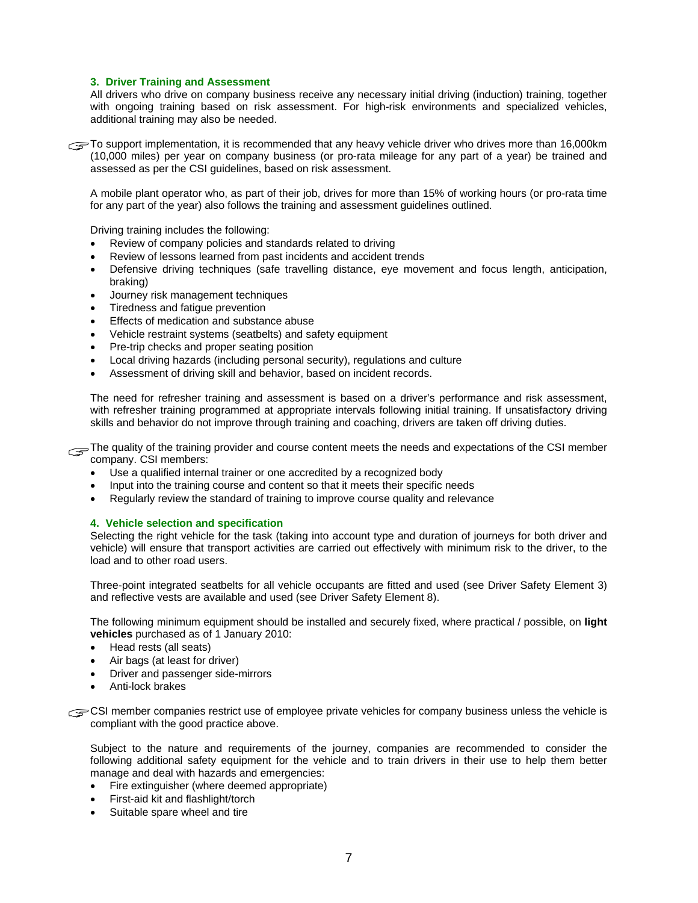### 3. Driver Training and Assessment

All drivers who drive on company business receive any necessary initial driving (induction) training, together with ongoing training based on risk assessment. For high-risk environments and specialized vehicles, additional training may also be needed.

☞ To support implementation, it is recommended that any heavy vehicle driver who drives more than 16,000km (10,000 miles) per year on company business (or pro-rata mileage for any part of a year) be trained and assessed as per the CSI guidelines, based on risk assessment.

A mobile plant operator who, as part of their job, drives for more than 15% of working hours (or pro-rata time for any part of the year) also follows the training and assessment guidelines outlined.

Driving training includes the following:

- Review of company policies and standards related to driving
- Review of lessons learned from past incidents and accident trends
- Defensive driving techniques (safe travelling distance, eye movement and focus length, anticipation, braking)
- Journey risk management techniques
- Tiredness and fatigue prevention
- Effects of medication and substance abuse
- Vehicle restraint systems (seatbelts) and safety equipment
- Pre-trip checks and proper seating position
- Local driving hazards (including personal security), regulations and culture
- Assessment of driving skill and behavior, based on incident records.

The need for refresher training and assessment is based on a driver's performance and risk assessment, with refresher training programmed at appropriate intervals following initial training. If unsatisfactory driving skills and behavior do not improve through training and coaching, drivers are taken off driving duties.

☞ The quality of the training provider and course content meets the needs and expectations of the CSI member company. CSI members:

- Use a qualified internal trainer or one accredited by a recognized body
- Input into the training course and content so that it meets their specific needs
- Regularly review the standard of training to improve course quality and relevance

### 4. Vehicle selection and specification

Selecting the right vehicle for the task (taking into account type and duration of journeys for both driver and vehicle) will ensure that transport activities are carried out effectively with minimum risk to the driver, to the load and to other road users.

Three-point integrated seatbelts for all vehicle occupants are fitted and used (see Driver Safety Element 3) and reflective vests are available and used (see Driver Safety Element 8).

The following minimum equipment should be installed and securely fixed, where practical / possible, on **light vehicles** purchased as of 1 January 2010:

- Head rests (all seats)
- Air bags (at least for driver)
- Driver and passenger side-mirrors
- Anti-lock brakes

☞ CSI member companies restrict use of employee private vehicles for company business unless the vehicle is compliant with the good practice above.

Subject to the nature and requirements of the journey, companies are recommended to consider the following additional safety equipment for the vehicle and to train drivers in their use to help them better manage and deal with hazards and emergencies:

- Fire extinguisher (where deemed appropriate)
- First-aid kit and flashlight/torch
- Suitable spare wheel and tire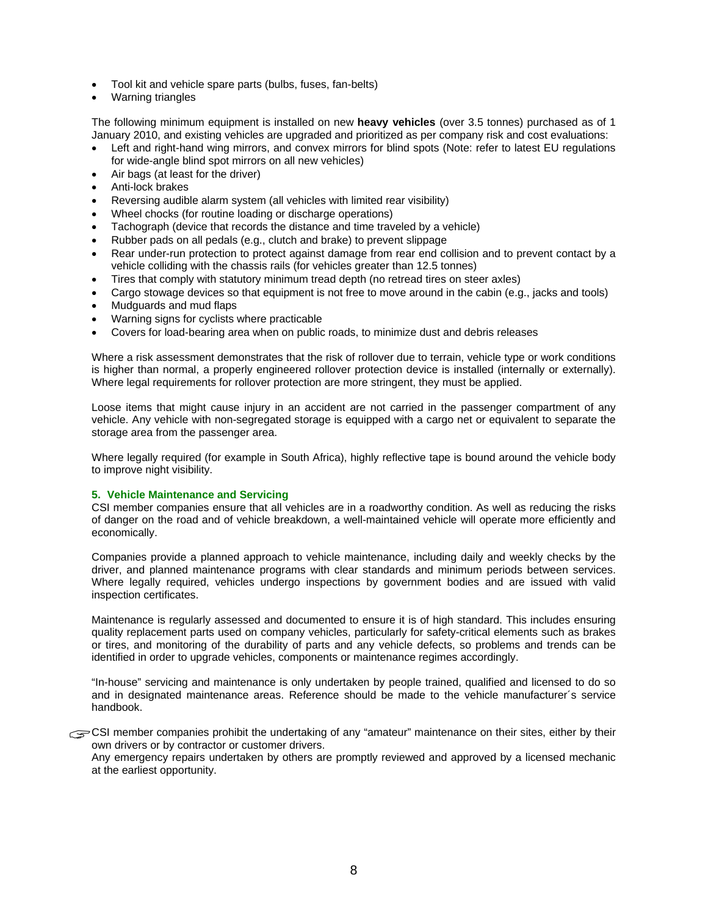- Tool kit and vehicle spare parts (bulbs, fuses, fan-belts)
- Warning triangles

The following minimum equipment is installed on new **heavy vehicles** (over 3.5 tonnes) purchased as of 1 January 2010, and existing vehicles are upgraded and prioritized as per company risk and cost evaluations:

- Left and right-hand wing mirrors, and convex mirrors for blind spots (Note: refer to latest EU regulations for wide-angle blind spot mirrors on all new vehicles)
- Air bags (at least for the driver)
- Anti-lock brakes
- Reversing audible alarm system (all vehicles with limited rear visibility)
- Wheel chocks (for routine loading or discharge operations)
- Tachograph (device that records the distance and time traveled by a vehicle)
- Rubber pads on all pedals (e.g., clutch and brake) to prevent slippage
- Rear under-run protection to protect against damage from rear end collision and to prevent contact by a vehicle colliding with the chassis rails (for vehicles greater than 12.5 tonnes)
- Tires that comply with statutory minimum tread depth (no retread tires on steer axles)
- Cargo stowage devices so that equipment is not free to move around in the cabin (e.g., jacks and tools)
- Mudguards and mud flaps
- Warning signs for cyclists where practicable
- Covers for load-bearing area when on public roads, to minimize dust and debris releases

Where a risk assessment demonstrates that the risk of rollover due to terrain, vehicle type or work conditions is higher than normal, a properly engineered rollover protection device is installed (internally or externally). Where legal requirements for rollover protection are more stringent, they must be applied.

Loose items that might cause injury in an accident are not carried in the passenger compartment of any vehicle. Any vehicle with non-segregated storage is equipped with a cargo net or equivalent to separate the storage area from the passenger area.

Where legally required (for example in South Africa), highly reflective tape is bound around the vehicle body to improve night visibility.

### 5. Vehicle Maintenance and Servicing

CSI member companies ensure that all vehicles are in a roadworthy condition. As well as reducing the risks of danger on the road and of vehicle breakdown, a well-maintained vehicle will operate more efficiently and economically.

Companies provide a planned approach to vehicle maintenance, including daily and weekly checks by the driver, and planned maintenance programs with clear standards and minimum periods between services. Where legally required, vehicles undergo inspections by government bodies and are issued with valid inspection certificates.

Maintenance is regularly assessed and documented to ensure it is of high standard. This includes ensuring quality replacement parts used on company vehicles, particularly for safety-critical elements such as brakes or tires, and monitoring of the durability of parts and any vehicle defects, so problems and trends can be identified in order to upgrade vehicles, components or maintenance regimes accordingly.

"In-house" servicing and maintenance is only undertaken by people trained, qualified and licensed to do so and in designated maintenance areas. Reference should be made to the vehicle manufacturer´s service handbook.

☞ CSI member companies prohibit the undertaking of any "amateur" maintenance on their sites, either by their own drivers or by contractor or customer drivers.
Any emergency repairs undertaken by others are promptly reviewed and approved by a licensed mechanic at the earliest opportunity.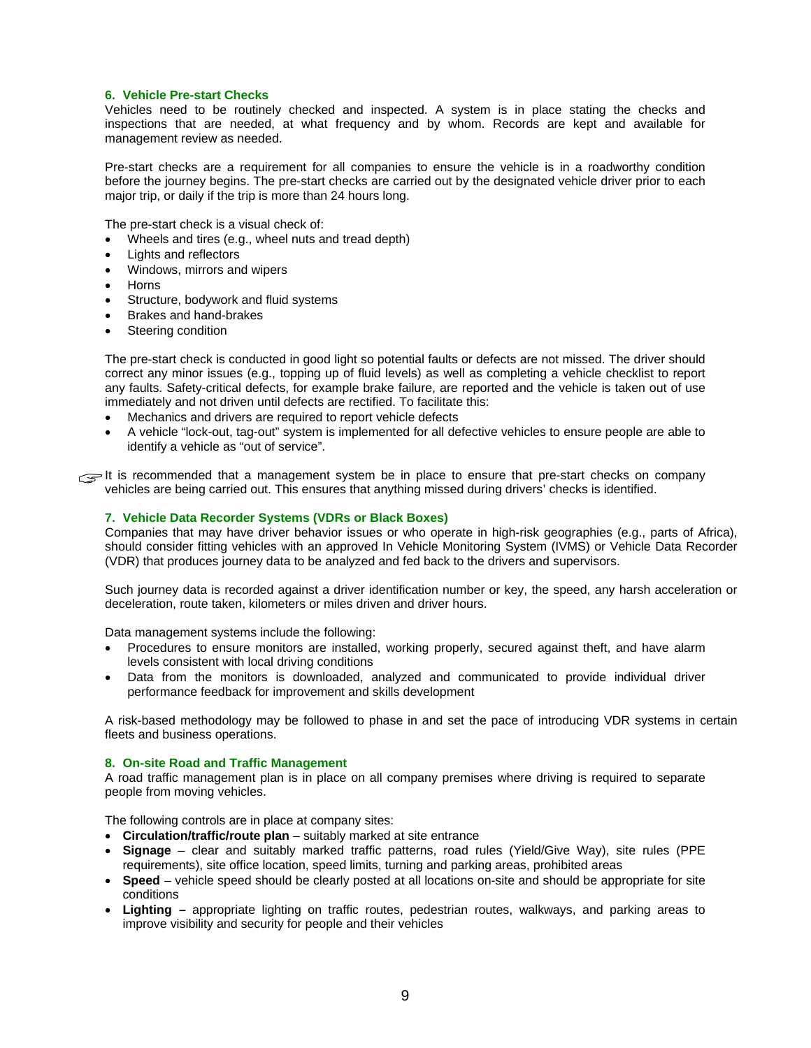### 6. Vehicle Pre-start Checks

Vehicles need to be routinely checked and inspected. A system is in place stating the checks and inspections that are needed, at what frequency and by whom. Records are kept and available for management review as needed.

Pre-start checks are a requirement for all companies to ensure the vehicle is in a roadworthy condition before the journey begins. The pre-start checks are carried out by the designated vehicle driver prior to each major trip, or daily if the trip is more than 24 hours long.

The pre-start check is a visual check of:

- Wheels and tires (e.g., wheel nuts and tread depth)
- Lights and reflectors
- Windows, mirrors and wipers
- Horns
- Structure, bodywork and fluid systems
- Brakes and hand-brakes
- Steering condition

The pre-start check is conducted in good light so potential faults or defects are not missed. The driver should correct any minor issues (e.g., topping up of fluid levels) as well as completing a vehicle checklist to report any faults. Safety-critical defects, for example brake failure, are reported and the vehicle is taken out of use immediately and not driven until defects are rectified. To facilitate this:

- Mechanics and drivers are required to report vehicle defects
- A vehicle "lock-out, tag-out" system is implemented for all defective vehicles to ensure people are able to identify a vehicle as "out of service".

☞ It is recommended that a management system be in place to ensure that pre-start checks on company vehicles are being carried out. This ensures that anything missed during drivers' checks is identified.

### 7. Vehicle Data Recorder Systems (VDRs or Black Boxes)

Companies that may have driver behavior issues or who operate in high-risk geographies (e.g., parts of Africa), should consider fitting vehicles with an approved In Vehicle Monitoring System (IVMS) or Vehicle Data Recorder (VDR) that produces journey data to be analyzed and fed back to the drivers and supervisors.

Such journey data is recorded against a driver identification number or key, the speed, any harsh acceleration or deceleration, route taken, kilometers or miles driven and driver hours.

Data management systems include the following:

- Procedures to ensure monitors are installed, working properly, secured against theft, and have alarm levels consistent with local driving conditions
- Data from the monitors is downloaded, analyzed and communicated to provide individual driver performance feedback for improvement and skills development

A risk-based methodology may be followed to phase in and set the pace of introducing VDR systems in certain fleets and business operations.

### 8. On-site Road and Traffic Management

A road traffic management plan is in place on all company premises where driving is required to separate people from moving vehicles.

The following controls are in place at company sites:

- **Circulation/traffic/route plan** – suitably marked at site entrance
- **Signage** – clear and suitably marked traffic patterns, road rules (Yield/Give Way), site rules (PPE requirements), site office location, speed limits, turning and parking areas, prohibited areas
- **Speed** – vehicle speed should be clearly posted at all locations on-site and should be appropriate for site conditions
- **Lighting –** appropriate lighting on traffic routes, pedestrian routes, walkways, and parking areas to improve visibility and security for people and their vehicles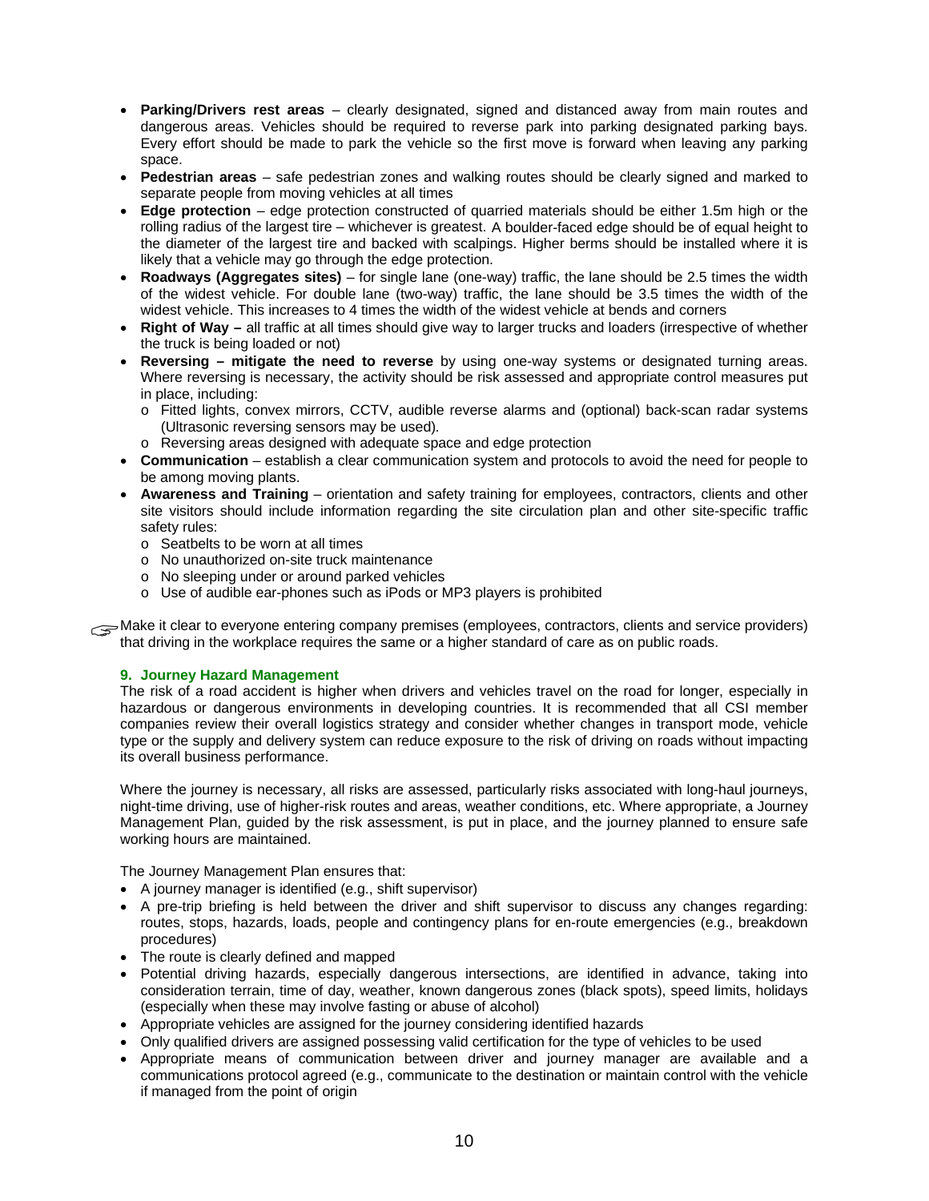- **Parking/Drivers rest areas** – clearly designated, signed and distanced away from main routes and dangerous areas. Vehicles should be required to reverse park into parking designated parking bays. Every effort should be made to park the vehicle so the first move is forward when leaving any parking space.
- **Pedestrian areas** – safe pedestrian zones and walking routes should be clearly signed and marked to separate people from moving vehicles at all times
- **Edge protection** – edge protection constructed of quarried materials should be either 1.5m high or the rolling radius of the largest tire – whichever is greatest. A boulder-faced edge should be of equal height to the diameter of the largest tire and backed with scalpings. Higher berms should be installed where it is likely that a vehicle may go through the edge protection.
- **Roadways (Aggregates sites)** – for single lane (one-way) traffic, the lane should be 2.5 times the width of the widest vehicle. For double lane (two-way) traffic, the lane should be 3.5 times the width of the widest vehicle. This increases to 4 times the width of the widest vehicle at bends and corners
- **Right of Way –** all traffic at all times should give way to larger trucks and loaders (irrespective of whether the truck is being loaded or not)
- **Reversing – mitigate the need to reverse** by using one-way systems or designated turning areas. Where reversing is necessary, the activity should be risk assessed and appropriate control measures put in place, including:
  - Fitted lights, convex mirrors, CCTV, audible reverse alarms and (optional) back-scan radar systems (Ultrasonic reversing sensors may be used).
  - Reversing areas designed with adequate space and edge protection
- **Communication** – establish a clear communication system and protocols to avoid the need for people to be among moving plants.
- **Awareness and Training** – orientation and safety training for employees, contractors, clients and other site visitors should include information regarding the site circulation plan and other site-specific traffic safety rules:
  - Seatbelts to be worn at all times
  - No unauthorized on-site truck maintenance
  - No sleeping under or around parked vehicles
  - Use of audible ear-phones such as iPods or MP3 players is prohibited

☞ Make it clear to everyone entering company premises (employees, contractors, clients and service providers) that driving in the workplace requires the same or a higher standard of care as on public roads.

### 9. Journey Hazard Management

The risk of a road accident is higher when drivers and vehicles travel on the road for longer, especially in hazardous or dangerous environments in developing countries. It is recommended that all CSI member companies review their overall logistics strategy and consider whether changes in transport mode, vehicle type or the supply and delivery system can reduce exposure to the risk of driving on roads without impacting its overall business performance.

Where the journey is necessary, all risks are assessed, particularly risks associated with long-haul journeys, night-time driving, use of higher-risk routes and areas, weather conditions, etc. Where appropriate, a Journey Management Plan, guided by the risk assessment, is put in place, and the journey planned to ensure safe working hours are maintained.

The Journey Management Plan ensures that:

- A journey manager is identified (e.g., shift supervisor)
- A pre-trip briefing is held between the driver and shift supervisor to discuss any changes regarding: routes, stops, hazards, loads, people and contingency plans for en-route emergencies (e.g., breakdown procedures)
- The route is clearly defined and mapped
- Potential driving hazards, especially dangerous intersections, are identified in advance, taking into consideration terrain, time of day, weather, known dangerous zones (black spots), speed limits, holidays (especially when these may involve fasting or abuse of alcohol)
- Appropriate vehicles are assigned for the journey considering identified hazards
- Only qualified drivers are assigned possessing valid certification for the type of vehicles to be used
- Appropriate means of communication between driver and journey manager are available and a communications protocol agreed (e.g., communicate to the destination or maintain control with the vehicle if managed from the point of origin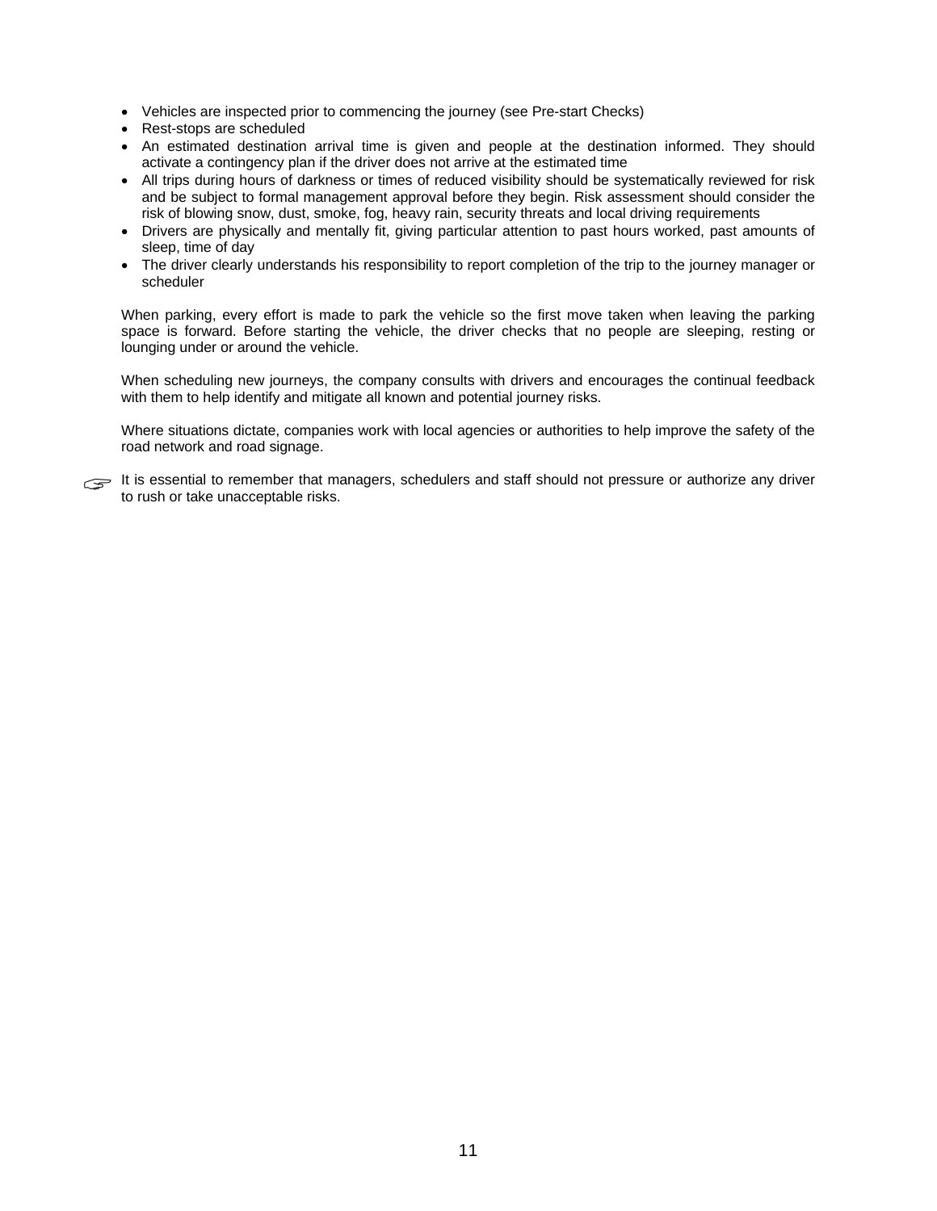- Vehicles are inspected prior to commencing the journey (see Pre-start Checks)
- Rest-stops are scheduled
- An estimated destination arrival time is given and people at the destination informed. They should activate a contingency plan if the driver does not arrive at the estimated time
- All trips during hours of darkness or times of reduced visibility should be systematically reviewed for risk and be subject to formal management approval before they begin. Risk assessment should consider the risk of blowing snow, dust, smoke, fog, heavy rain, security threats and local driving requirements
- Drivers are physically and mentally fit, giving particular attention to past hours worked, past amounts of sleep, time of day
- The driver clearly understands his responsibility to report completion of the trip to the journey manager or scheduler

When parking, every effort is made to park the vehicle so the first move taken when leaving the parking space is forward. Before starting the vehicle, the driver checks that no people are sleeping, resting or lounging under or around the vehicle.

When scheduling new journeys, the company consults with drivers and encourages the continual feedback with them to help identify and mitigate all known and potential journey risks.

Where situations dictate, companies work with local agencies or authorities to help improve the safety of the road network and road signage.

☞ It is essential to remember that managers, schedulers and staff should not pressure or authorize any driver to rush or take unacceptable risks.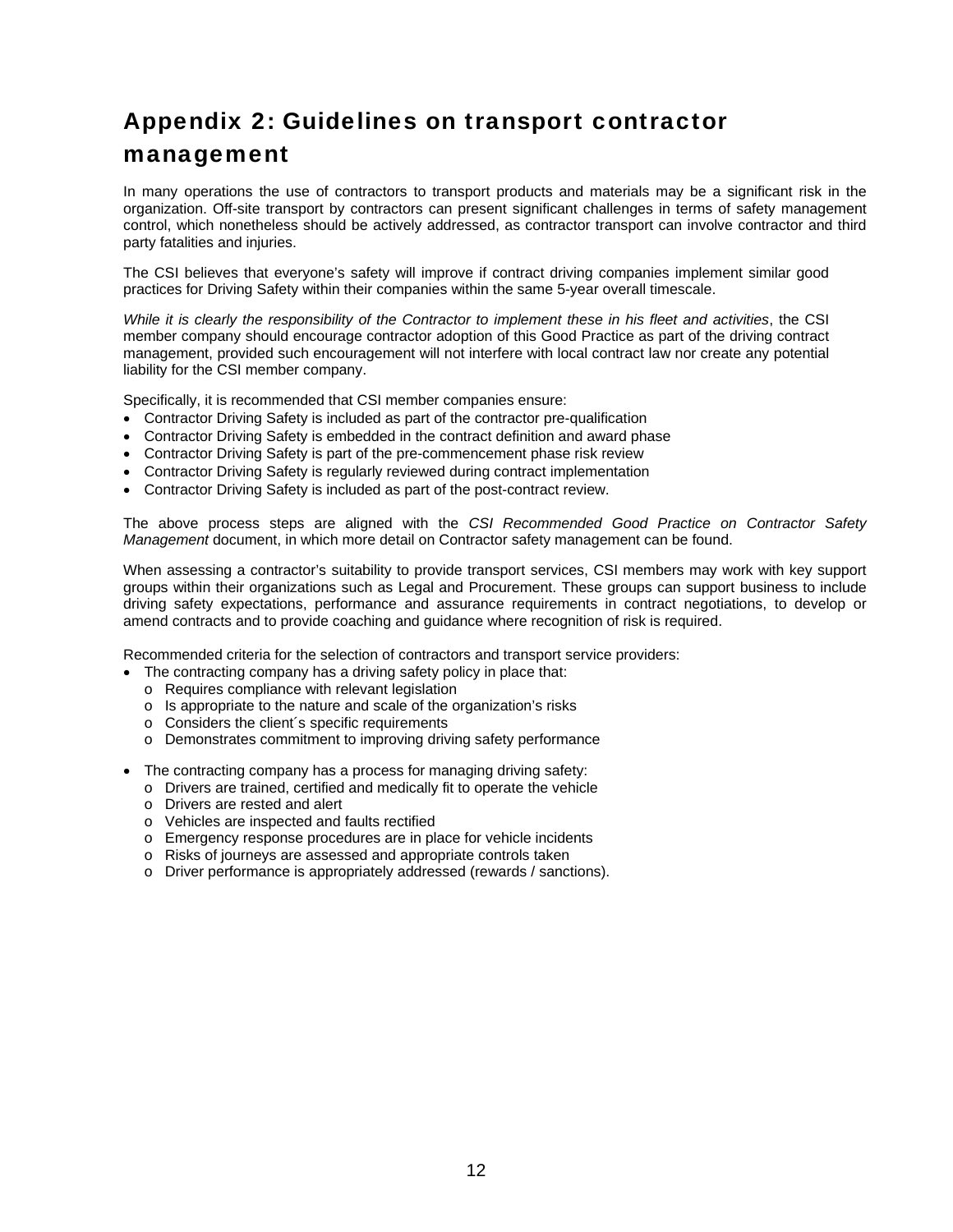# Appendix 2: Guidelines on transport contractor management

In many operations the use of contractors to transport products and materials may be a significant risk in the organization. Off-site transport by contractors can present significant challenges in terms of safety management control, which nonetheless should be actively addressed, as contractor transport can involve contractor and third party fatalities and injuries.

The CSI believes that everyone's safety will improve if contract driving companies implement similar good practices for Driving Safety within their companies within the same 5-year overall timescale.

*While it is clearly the responsibility of the Contractor to implement these in his fleet and activities*, the CSI member company should encourage contractor adoption of this Good Practice as part of the driving contract management, provided such encouragement will not interfere with local contract law nor create any potential liability for the CSI member company.

Specifically, it is recommended that CSI member companies ensure:

- Contractor Driving Safety is included as part of the contractor pre-qualification
- Contractor Driving Safety is embedded in the contract definition and award phase
- Contractor Driving Safety is part of the pre-commencement phase risk review
- Contractor Driving Safety is regularly reviewed during contract implementation
- Contractor Driving Safety is included as part of the post-contract review.

The above process steps are aligned with the *CSI Recommended Good Practice on Contractor Safety Management* document, in which more detail on Contractor safety management can be found.

When assessing a contractor's suitability to provide transport services, CSI members may work with key support groups within their organizations such as Legal and Procurement. These groups can support business to include driving safety expectations, performance and assurance requirements in contract negotiations, to develop or amend contracts and to provide coaching and guidance where recognition of risk is required.

Recommended criteria for the selection of contractors and transport service providers:

- The contracting company has a driving safety policy in place that:
  - Requires compliance with relevant legislation
  - Is appropriate to the nature and scale of the organization's risks
  - Considers the client´s specific requirements
  - Demonstrates commitment to improving driving safety performance

- The contracting company has a process for managing driving safety:
  - Drivers are trained, certified and medically fit to operate the vehicle
  - Drivers are rested and alert
  - Vehicles are inspected and faults rectified
  - Emergency response procedures are in place for vehicle incidents
  - Risks of journeys are assessed and appropriate controls taken
  - Driver performance is appropriately addressed (rewards / sanctions).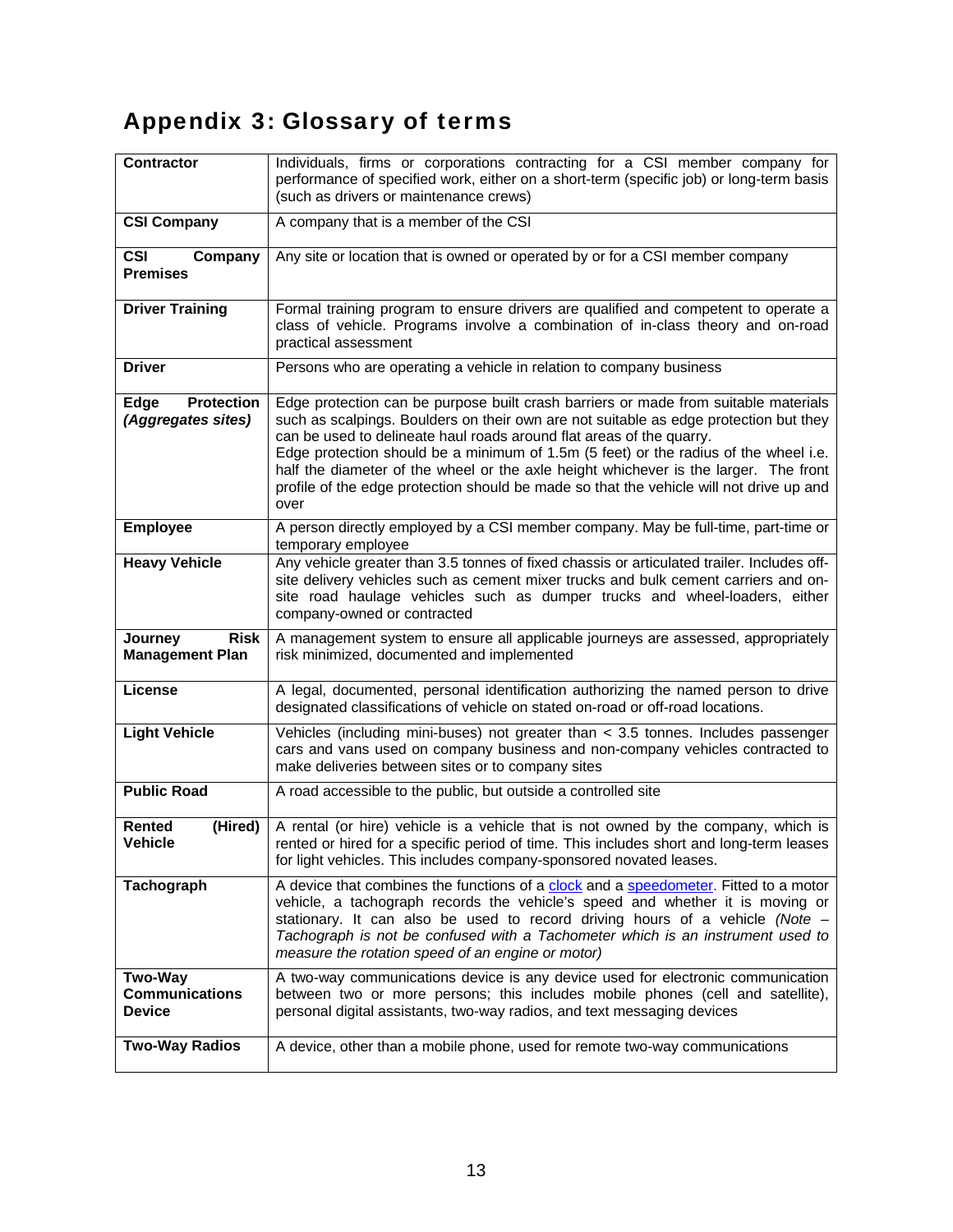# Appendix 3: Glossary of terms

| Term | Definition |
|---|---|
| **Contractor** | Individuals, firms or corporations contracting for a CSI member company for performance of specified work, either on a short-term (specific job) or long-term basis (such as drivers or maintenance crews) |
| **CSI Company** | A company that is a member of the CSI |
| **CSI Company Premises** | Any site or location that is owned or operated by or for a CSI member company |
| **Driver Training** | Formal training program to ensure drivers are qualified and competent to operate a class of vehicle. Programs involve a combination of in-class theory and on-road practical assessment |
| **Driver** | Persons who are operating a vehicle in relation to company business |
| **Edge Protection *(Aggregates sites)*** | Edge protection can be purpose built crash barriers or made from suitable materials such as scalpings. Boulders on their own are not suitable as edge protection but they can be used to delineate haul roads around flat areas of the quarry.<br>Edge protection should be a minimum of 1.5m (5 feet) or the radius of the wheel i.e. half the diameter of the wheel or the axle height whichever is the larger. The front profile of the edge protection should be made so that the vehicle will not drive up and over |
| **Employee** | A person directly employed by a CSI member company. May be full-time, part-time or temporary employee |
| **Heavy Vehicle** | Any vehicle greater than 3.5 tonnes of fixed chassis or articulated trailer. Includes off-site delivery vehicles such as cement mixer trucks and bulk cement carriers and on-site road haulage vehicles such as dumper trucks and wheel-loaders, either company-owned or contracted |
| **Journey Risk Management Plan** | A management system to ensure all applicable journeys are assessed, appropriately risk minimized, documented and implemented |
| **License** | A legal, documented, personal identification authorizing the named person to drive designated classifications of vehicle on stated on-road or off-road locations. |
| **Light Vehicle** | Vehicles (including mini-buses) not greater than < 3.5 tonnes. Includes passenger cars and vans used on company business and non-company vehicles contracted to make deliveries between sites or to company sites |
| **Public Road** | A road accessible to the public, but outside a controlled site |
| **Rented (Hired) Vehicle** | A rental (or hire) vehicle is a vehicle that is not owned by the company, which is rented or hired for a specific period of time. This includes short and long-term leases for light vehicles. This includes company-sponsored novated leases. |
| **Tachograph** | A device that combines the functions of a clock and a speedometer. Fitted to a motor vehicle, a tachograph records the vehicle's speed and whether it is moving or stationary. It can also be used to record driving hours of a vehicle *(Note – Tachograph is not be confused with a Tachometer which is an instrument used to measure the rotation speed of an engine or motor)* |
| **Two-Way Communications Device** | A two-way communications device is any device used for electronic communication between two or more persons; this includes mobile phones (cell and satellite), personal digital assistants, two-way radios, and text messaging devices |
| **Two-Way Radios** | A device, other than a mobile phone, used for remote two-way communications |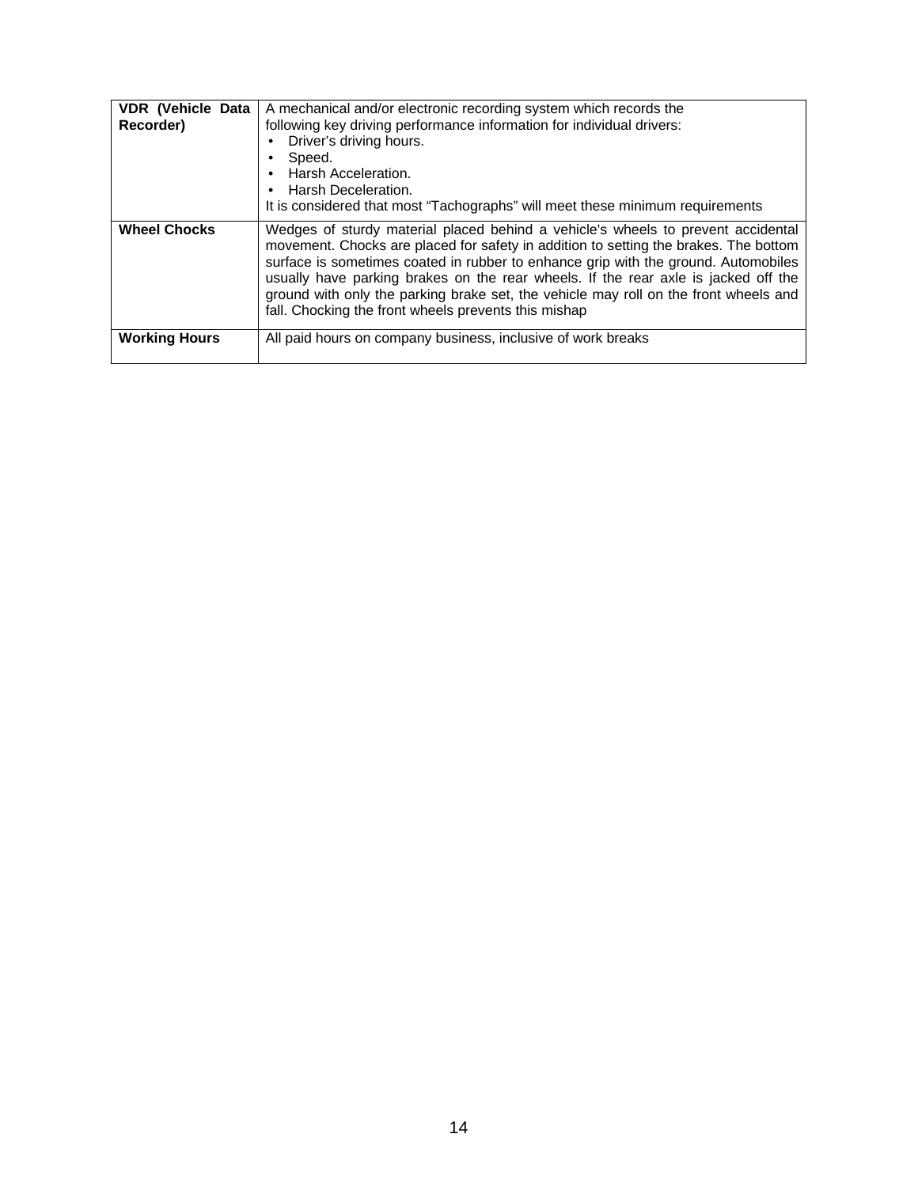| | |
|---|---|
| **VDR (Vehicle Data Recorder)** | A mechanical and/or electronic recording system which records the following key driving performance information for individual drivers:<br>• Driver's driving hours.<br>• Speed.<br>• Harsh Acceleration.<br>• Harsh Deceleration.<br>It is considered that most "Tachographs" will meet these minimum requirements |
| **Wheel Chocks** | Wedges of sturdy material placed behind a vehicle's wheels to prevent accidental movement. Chocks are placed for safety in addition to setting the brakes. The bottom surface is sometimes coated in rubber to enhance grip with the ground. Automobiles usually have parking brakes on the rear wheels. If the rear axle is jacked off the ground with only the parking brake set, the vehicle may roll on the front wheels and fall. Chocking the front wheels prevents this mishap |
| **Working Hours** | All paid hours on company business, inclusive of work breaks |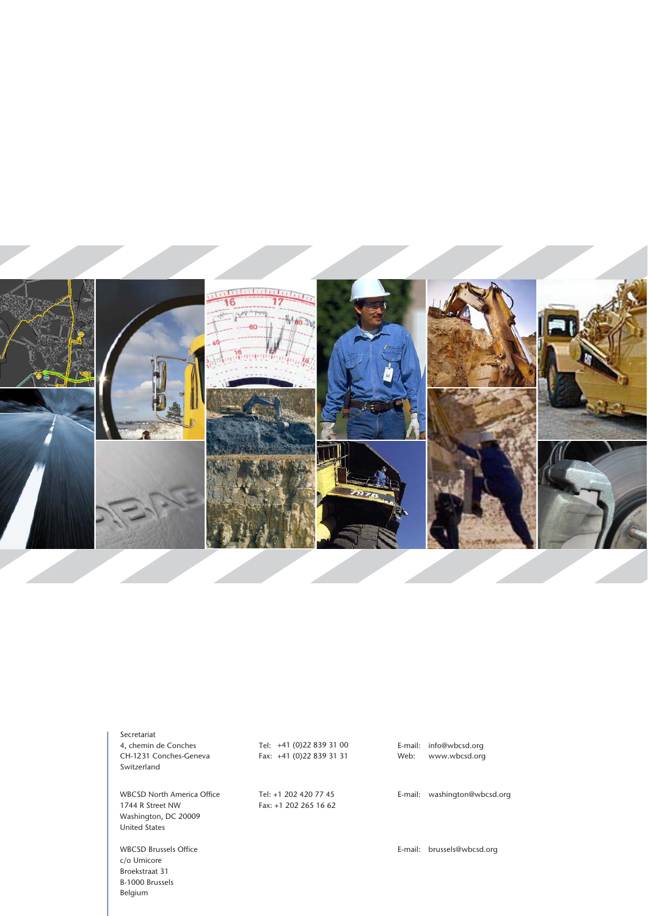Secretariat
4, chemin de Conches
CH-1231 Conches-Geneva
Switzerland

Tel: +41 (0)22 839 31 00
Fax: +41 (0)22 839 31 31

E-mail: info@wbcsd.org
Web: www.wbcsd.org

WBCSD North America Office
1744 R Street NW
Washington, DC 20009
United States

Tel: +1 202 420 77 45
Fax: +1 202 265 16 62

E-mail: washington@wbcsd.org

WBCSD Brussels Office
c/o Umicore
Broekstraat 31
B-1000 Brussels
Belgium

E-mail: brussels@wbcsd.org